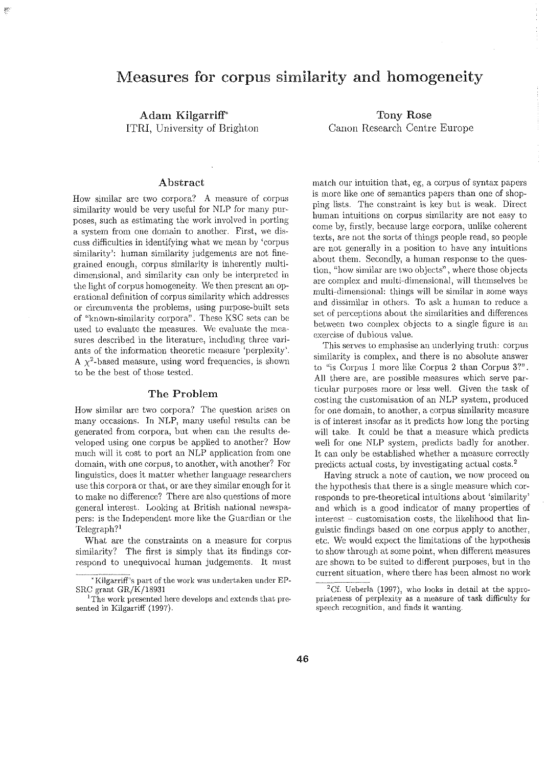# Measures for corpus similarity and homogeneity

**Adam Kilgarriff**[*]
ITRI, University of Brighton

**Tony Rose**
Canon Research Centre Europe

## Abstract

How similar are two corpora? A measure of corpus similarity would be very useful for NLP for many purposes, such as estimating the work involved in porting a system from one domain to another. First, we discuss difficulties in identifying what we mean by 'corpus similarity': human similarity judgements are not fine-grained enough, corpus similarity is inherently multi-dimensional, and similarity can only be interpreted in the light of corpus homogeneity. We then present an operational definition of corpus similarity which addresses or circumvents the problems, using purpose-built sets of "known-similarity corpora". These KSC sets can be used to evaluate the measures. We evaluate the measures described in the literature, including three variants of the information theoretic measure 'perplexity'. A $\chi^2$-based measure, using word frequencies, is shown to be the best of those tested.

## The Problem

How similar are two corpora? The question arises on many occasions. In NLP, many useful results can be generated from corpora, but when can the results developed using one corpus be applied to another? How much will it cost to port an NLP application from one domain, with one corpus, to another, with another? For linguistics, does it matter whether language researchers use this corpora or that, or are they similar enough for it to make no difference? There are also questions of more general interest. Looking at British national newspapers: is the Independent more like the Guardian or the Telegraph?[1]

What are the constraints on a measure for corpus similarity? The first is simply that its findings correspond to unequivocal human judgements. It must match our intuition that, eg, a corpus of syntax papers is more like one of semantics papers than one of shopping lists. The constraint is key but is weak. Direct human intuitions on corpus similarity are not easy to come by, firstly, because large corpora, unlike coherent texts, are not the sorts of things people read, so people are not generally in a position to have any intuitions about them. Secondly, a human response to the question, "how similar are two objects", where those objects are complex and multi-dimensional, will themselves be multi-dimensional: things will be similar in some ways and dissimilar in others. To ask a human to reduce a set of perceptions about the similarities and differences between two complex objects to a single figure is an exercise of dubious value.

This serves to emphasise an underlying truth: corpus similarity is complex, and there is no absolute answer to "is Corpus 1 more like Corpus 2 than Corpus 3?". All there are, are possible measures which serve particular purposes more or less well. Given the task of costing the customisation of an NLP system, produced for one domain, to another, a corpus similarity measure is of interest insofar as it predicts how long the porting will take. It could be that a measure which predicts well for one NLP system, predicts badly for another. It can only be established whether a measure correctly predicts actual costs, by investigating actual costs.[2]

Having struck a note of caution, we now proceed on the hypothesis that there is a single measure which corresponds to pre-theoretical intuitions about 'similarity' and which is a good indicator of many properties of interest – customisation costs, the likelihood that linguistic findings based on one corpus apply to another, etc. We would expect the limitations of the hypothesis to show through at some point, when different measures are shown to be suited to different purposes, but in the current situation, where there has been almost no work

---

[*] Kilgarriff's part of the work was undertaken under EPSRC grant GR/K/18931

[1] The work presented here develops and extends that presented in Kilgarriff (1997).

[2] Cf. Ueberla (1997), who looks in detail at the appropriateness of perplexity as a measure of task difficulty for speech recognition, and finds it wanting.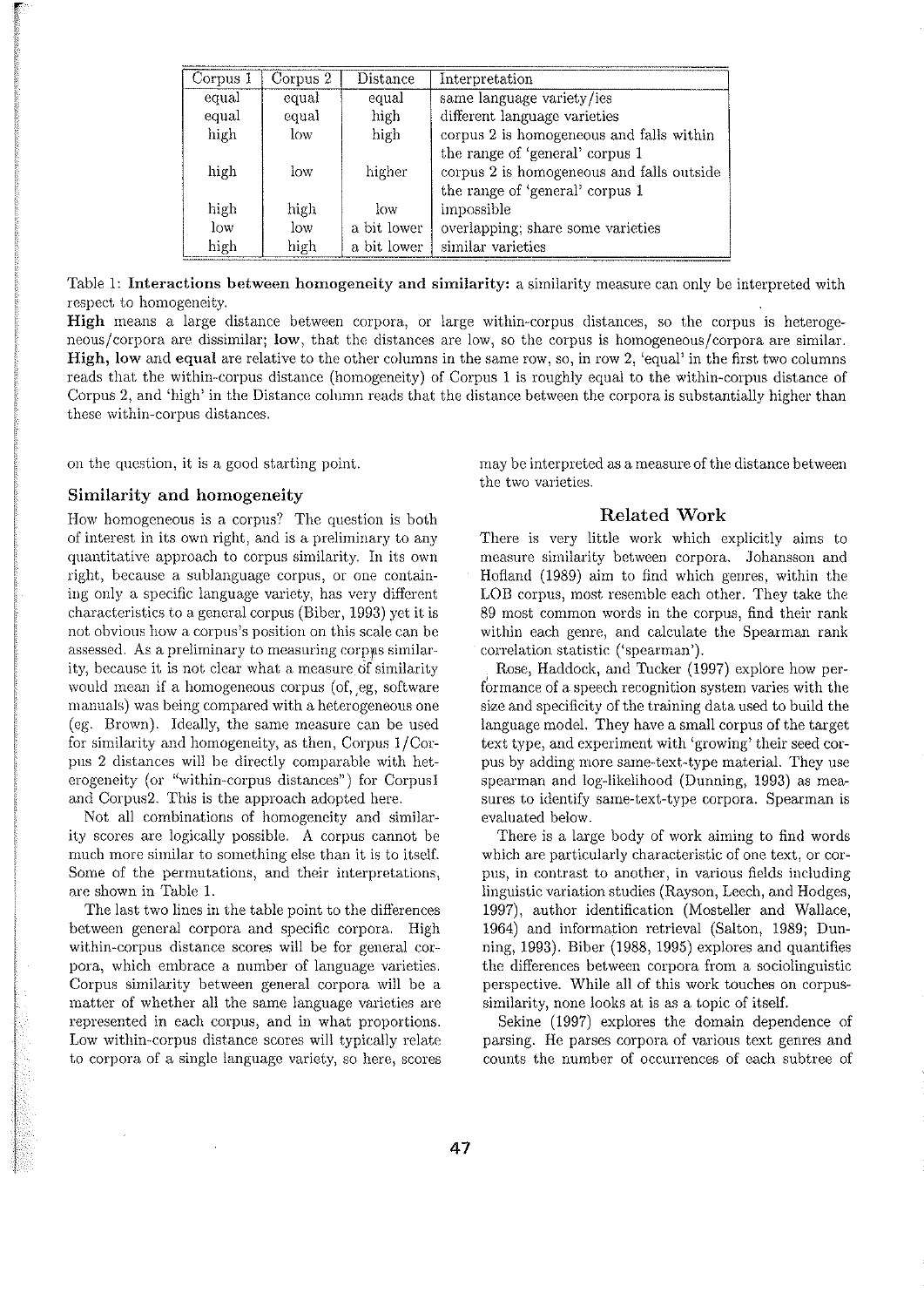| Corpus 1 | Corpus 2 | Distance | Interpretation |
|---|---|---|---|
| equal | equal | equal | same language variety/ies |
| equal | equal | high | different language varieties |
| high | low | high | corpus 2 is homogeneous and falls within the range of 'general' corpus 1 |
| high | low | higher | corpus 2 is homogeneous and falls outside the range of 'general' corpus 1 |
| high | high | low | impossible |
| low | low | a bit lower | overlapping; share some varieties |
| high | high | a bit lower | similar varieties |

Table 1: **Interactions between homogeneity and similarity:** a similarity measure can only be interpreted with respect to homogeneity.
**High** means a large distance between corpora, or large within-corpus distances, so the corpus is heterogeneous/corpora are dissimilar; **low**, that the distances are low, so the corpus is homogeneous/corpora are similar. **High, low** and **equal** are relative to the other columns in the same row, so, in row 2, 'equal' in the first two columns reads that the within-corpus distance (homogeneity) of Corpus 1 is roughly equal to the within-corpus distance of Corpus 2, and 'high' in the Distance column reads that the distance between the corpora is substantially higher than these within-corpus distances.

on the question, it is a good starting point.

### Similarity and homogeneity

How homogeneous is a corpus? The question is both of interest in its own right, and is a preliminary to any quantitative approach to corpus similarity. In its own right, because a sublanguage corpus, or one containing only a specific language variety, has very different characteristics to a general corpus (Biber, 1993) yet it is not obvious how a corpus's position on this scale can be assessed. As a preliminary to measuring corpus similarity, because it is not clear what a measure of similarity would mean if a homogeneous corpus (of, eg, software manuals) was being compared with a heterogeneous one (eg. Brown). Ideally, the same measure can be used for similarity and homogeneity, as then, Corpus 1/Corpus 2 distances will be directly comparable with heterogeneity (or "within-corpus distances") for Corpus1 and Corpus2. This is the approach adopted here.

Not all combinations of homogeneity and similarity scores are logically possible. A corpus cannot be much more similar to something else than it is to itself. Some of the permutations, and their interpretations, are shown in Table 1.

The last two lines in the table point to the differences between general corpora and specific corpora. High within-corpus distance scores will be for general corpora, which embrace a number of language varieties. Corpus similarity between general corpora will be a matter of whether all the same language varieties are represented in each corpus, and in what proportions. Low within-corpus distance scores will typically relate to corpora of a single language variety, so here, scores may be interpreted as a measure of the distance between the two varieties.

## Related Work

There is very little work which explicitly aims to measure similarity between corpora. Johansson and Hofland (1989) aim to find which genres, within the LOB corpus, most resemble each other. They take the 89 most common words in the corpus, find their rank within each genre, and calculate the Spearman rank correlation statistic ('spearman').

Rose, Haddock, and Tucker (1997) explore how performance of a speech recognition system varies with the size and specificity of the training data used to build the language model. They have a small corpus of the target text type, and experiment with 'growing' their seed corpus by adding more same-text-type material. They use spearman and log-likelihood (Dunning, 1993) as measures to identify same-text-type corpora. Spearman is evaluated below.

There is a large body of work aiming to find words which are particularly characteristic of one text, or corpus, in contrast to another, in various fields including linguistic variation studies (Rayson, Leech, and Hodges, 1997), author identification (Mosteller and Wallace, 1964) and information retrieval (Salton, 1989; Dunning, 1993). Biber (1988, 1995) explores and quantifies the differences between corpora from a sociolinguistic perspective. While all of this work touches on corpus-similarity, none looks at is as a topic of itself.

Sekine (1997) explores the domain dependence of parsing. He parses corpora of various text genres and counts the number of occurrences of each subtree of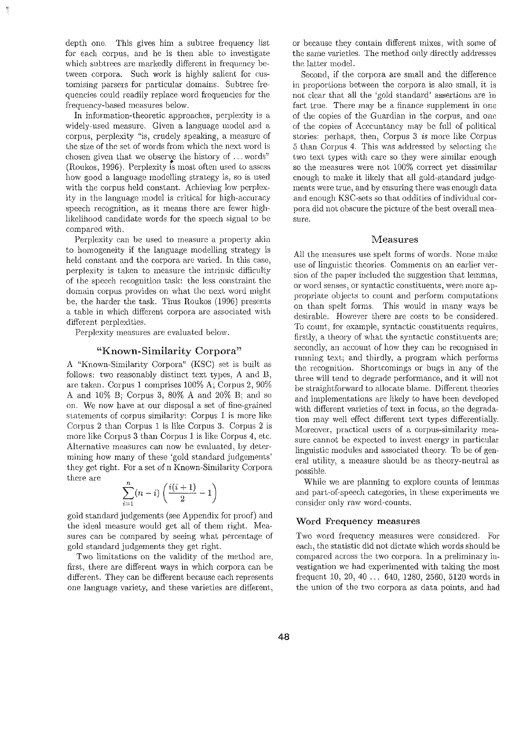depth one. This gives him a subtree frequency list for each corpus, and he is then able to investigate which subtrees are markedly different in frequency between corpora. Such work is highly salient for customising parsers for particular domains. Subtree frequencies could readily replace word frequencies for the frequency-based measures below.

In information-theoretic approaches, perplexity is a widely-used measure. Given a language model and a corpus, perplexity "is, crudely speaking, a measure of the size of the set of words from which the next word is chosen given that we observe the history of ... words" (Roukos, 1996). Perplexity is most often used to assess how good a language modelling strategy is, so is used with the corpus held constant. Achieving low perplexity in the language model is critical for high-accuracy speech recognition, as it means there are fewer high-likelihood candidate words for the speech signal to be compared with.

Perplexity can be used to measure a property akin to homogeneity if the language modelling strategy is held constant and the corpora are varied. In this case, perplexity is taken to measure the intrinsic difficulty of the speech recognition task: the less constraint the domain corpus provides on what the next word might be, the harder the task. Thus Roukos (1996) presents a table in which different corpora are associated with different perplexities.

Perplexity measures are evaluated below.

## "Known-Similarity Corpora"

A "Known-Similarity Corpora" (KSC) set is built as follows: two reasonably distinct text types, A and B, are taken. Corpus 1 comprises 100% A; Corpus 2, 90% A and 10% B; Corpus 3, 80% A and 20% B; and so on. We now have at our disposal a set of fine-grained statements of corpus similarity: Corpus 1 is more like Corpus 2 than Corpus 1 is like Corpus 3. Corpus 2 is more like Corpus 3 than Corpus 1 is like Corpus 4, etc. Alternative measures can now be evaluated, by determining how many of these 'gold standard judgements' they get right. For a set of $n$ Known-Similarity Corpora there are

$$\sum_{i=1}^{n}(n-i)\left(\frac{i(i+1)}{2}-1\right)$$

gold standard judgements (see Appendix for proof) and the ideal measure would get all of them right. Measures can be compared by seeing what percentage of gold standard judgements they get right.

Two limitations on the validity of the method are, first, there are different ways in which corpora can be different. They can be different because each represents one language variety, and these varieties are different, or because they contain different mixes, with some of the same varieties. The method only directly addresses the latter model.

Second, if the corpora are small and the difference in proportions between the corpora is also small, it is not clear that all the 'gold standard' assertions are in fact true. There may be a finance supplement in one of the copies of the Guardian in the corpus, and one of the copies of Acccuntancy may be full of political stories: perhaps, then, Corpus 3 *is* more like Corpus 5 than Corpus 4. This was addressed by selecting the two text types with care so they were similar enough so the measures were not 100% correct yet dissimilar enough to make it likely that all gold-standard judgements were true, and by ensuring there was enough data and enough KSC-sets so that oddities of individual corpora did not obscure the picture of the best overall measure.

## Measures

All the measures use spelt forms of words. None make use of linguistic theories. Comments on an earlier version of the paper included the suggestion that lemmas, or word senses, or syntactic constituents, were more appropriate objects to count and perform computations on than spelt forms. This would in many ways be desirable. However there are costs to be considered. To count, for example, syntactic constituents requires, firstly, a theory of what the syntactic constituents are; secondly, an account of how they can be recognised in running text; and thirdly, a program which performs the recognition. Shortcomings or bugs in any of the three will tend to degrade performance, and it will not be straightforward to allocate blame. Different theories and implementations are likely to have been developed with different varieties of text in focus, so the degradation may well effect different text types differentially. Moreover, practical users of a corpus-similarity measure cannot be expected to invest energy in particular linguistic modules and associated theory. To be of general utility, a measure should be as theory-neutral as possible.

While we are planning to explore counts of lemmas and part-of-speech categories, in these experiments we consider only raw word-counts.

### Word Frequency measures

Two word frequency measures were considered. For each, the statistic did not dictate which words should be compared across the two corpora. In a preliminary investigation we had experimented with taking the most frequent 10, 20, 40 ... 640, 1280, 2560, 5120 words in the union of the two corpora as data points, and had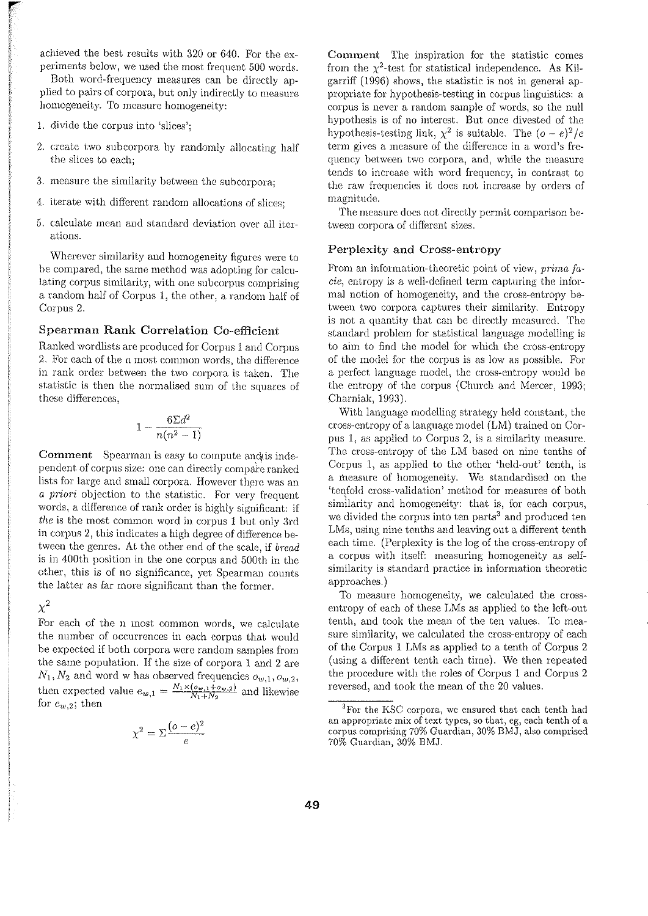achieved the best results with 320 or 640. For the experiments below, we used the most frequent 500 words.

Both word-frequency measures can be directly applied to pairs of corpora, but only indirectly to measure homogeneity. To measure homogeneity:

1. divide the corpus into 'slices';
2. create two subcorpora by randomly allocating half the slices to each;
3. measure the similarity between the subcorpora;
4. iterate with different random allocations of slices;
5. calculate mean and standard deviation over all iterations.

Wherever similarity and homogeneity figures were to be compared, the same method was adopting for calculating corpus similarity, with one subcorpus comprising a random half of Corpus 1, the other, a random half of Corpus 2.

## Spearman Rank Correlation Co-efficient

Ranked wordlists are produced for Corpus 1 and Corpus 2. For each of the $n$ most common words, the difference in rank order between the two corpora is taken. The statistic is then the normalised sum of the squares of these differences,

$$1 - \frac{6\Sigma d^2}{n(n^2-1)}$$

**Comment** Spearman is easy to compute and is independent of corpus size: one can directly compare ranked lists for large and small corpora. However there was an *a priori* objection to the statistic. For very frequent words, a difference of rank order is highly significant: if *the* is the most common word in corpus 1 but only 3rd in corpus 2, this indicates a high degree of difference between the genres. At the other end of the scale, if *bread* is in 400th position in the one corpus and 500th in the other, this is of no significance, yet Spearman counts the latter as far more significant than the former.

## $\chi^2$

For each of the $n$ most common words, we calculate the number of occurrences in each corpus that would be expected if both corpora were random samples from the same population. If the size of corpora 1 and 2 are $N_1, N_2$ and word w has observed frequencies $o_{w,1}, o_{w,2}$, then expected value $e_{w,1} = \frac{N_1 \times (o_{w,1} + o_{w,2})}{N_1 + N_2}$ and likewise for $e_{w,2}$; then

$$\chi^2 = \Sigma \frac{(o-e)^2}{e}$$

**Comment** The inspiration for the statistic comes from the $\chi^2$-test for statistical independence. As Kilgarriff (1996) shows, the statistic is not in general appropriate for hypothesis-testing in corpus linguistics: a corpus is never a random sample of words, so the null hypothesis is of no interest. But once divested of the hypothesis-testing link, $\chi^2$ is suitable. The $(o-e)^2/e$ term gives a measure of the difference in a word's frequency between two corpora, and, while the measure tends to increase with word frequency, in contrast to the raw frequencies it does not increase by orders of magnitude.

The measure does not directly permit comparison between corpora of different sizes.

## Perplexity and Cross-entropy

From an information-theoretic point of view, *prima facie*, entropy is a well-defined term capturing the informal notion of homogeneity, and the cross-entropy between two corpora captures their similarity. Entropy is not a quantity that can be directly measured. The standard problem for statistical language modelling is to aim to find the model for which the cross-entropy of the model for the corpus is as low as possible. For a perfect language model, the cross-entropy would be the entropy of the corpus (Church and Mercer, 1993; Charniak, 1993).

With language modelling strategy held constant, the cross-entropy of a language model (LM) trained on Corpus 1, as applied to Corpus 2, is a similarity measure. The cross-entropy of the LM based on nine tenths of Corpus 1, as applied to the other 'held-out' tenth, is a measure of homogeneity. We standardised on the 'tenfold cross-validation' method for measures of both similarity and homogeneity: that is, for each corpus, we divided the corpus into ten parts[3] and produced ten LMs, using nine tenths and leaving out a different tenth each time. (Perplexity is the log of the cross-entropy of a corpus with itself: measuring homogeneity as self-similarity is standard practice in information theoretic approaches.)

To measure homogeneity, we calculated the cross-entropy of each of these LMs as applied to the left-out tenth, and took the mean of the ten values. To measure similarity, we calculated the cross-entropy of each of the Corpus 1 LMs as applied to a tenth of Corpus 2 (using a different tenth each time). We then repeated the procedure with the roles of Corpus 1 and Corpus 2 reversed, and took the mean of the 20 values.

[3] For the KSC corpora, we ensured that each tenth had an appropriate mix of text types, so that, eg, each tenth of a corpus comprising 70% Guardian, 30% BMJ, also comprised 70% Guardian, 30% BMJ.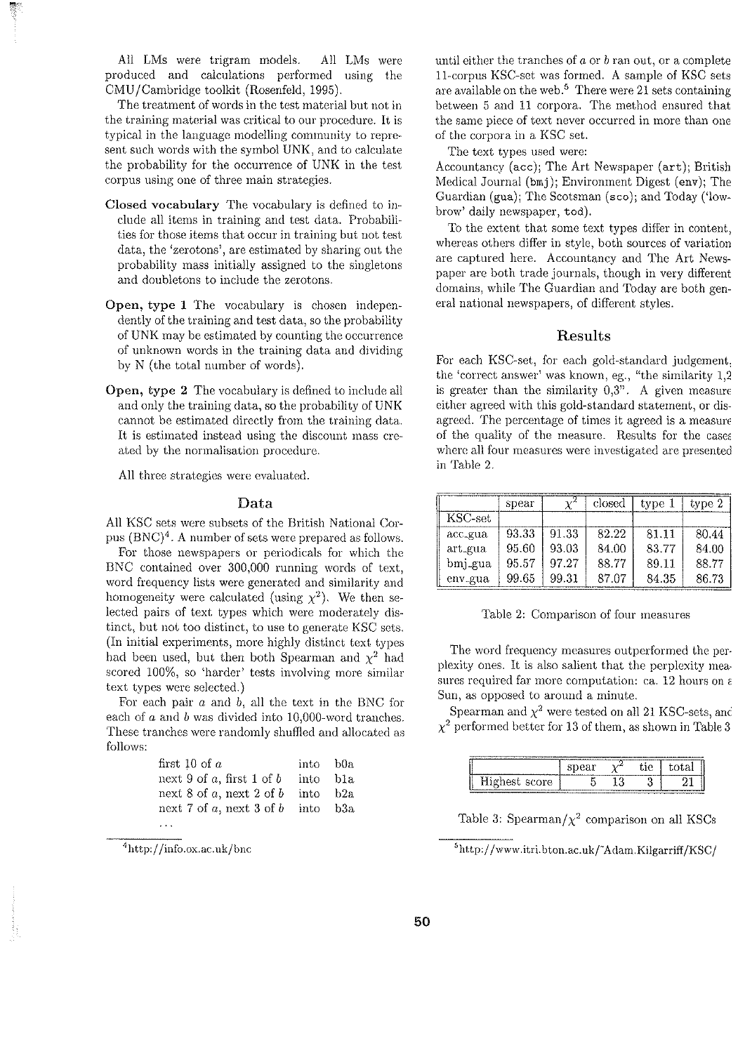All LMs were trigram models. All LMs were produced and calculations performed using the CMU/Cambridge toolkit (Rosenfeld, 1995).

The treatment of words in the test material but not in the training material was critical to our procedure. It is typical in the language modelling community to represent such words with the symbol UNK, and to calculate the probability for the occurrence of UNK in the test corpus using one of three main strategies.

**Closed vocabulary** The vocabulary is defined to include all items in training and test data. Probabilities for those items that occur in training but not test data, the 'zerotons', are estimated by sharing out the probability mass initially assigned to the singletons and doubletons to include the zerotons.

**Open, type 1** The vocabulary is chosen independently of the training and test data, so the probability of UNK may be estimated by counting the occurrence of unknown words in the training data and dividing by N (the total number of words).

**Open, type 2** The vocabulary is defined to include all and only the training data, so the probability of UNK cannot be estimated directly from the training data. It is estimated instead using the discount mass created by the normalisation procedure.

All three strategies were evaluated.

## Data

All KSC sets were subsets of the British National Corpus (BNC)[4]. A number of sets were prepared as follows.

For those newspapers or periodicals for which the BNC contained over 300,000 running words of text, word frequency lists were generated and similarity and homogeneity were calculated (using $\chi^2$). We then selected pairs of text types which were moderately distinct, but not too distinct, to use to generate KSC sets. (In initial experiments, more highly distinct text types had been used, but then both Spearman and $\chi^2$ had scored 100%, so 'harder' tests involving more similar text types were selected.)

For each pair $a$ and $b$, all the text in the BNC for each of $a$ and $b$ was divided into 10,000-word tranches. These tranches were randomly shuffled and allocated as follows:

| | | |
|---|---|---|
| first 10 of $a$ | into | b0a |
| next 9 of $a$, first 1 of $b$ | into | b1a |
| next 8 of $a$, next 2 of $b$ | into | b2a |
| next 7 of $a$, next 3 of $b$ | into | b3a |
| ... | | |

[4]http://info.ox.ac.uk/bnc

until either the tranches of $a$ or $b$ ran out, or a complete 11-corpus KSC-set was formed. A sample of KSC sets are available on the web.[5] There were 21 sets containing between 5 and 11 corpora. The method ensured that the same piece of text never occurred in more than one of the corpora in a KSC set.

The text types used were:
Accountancy (acc); The Art Newspaper (art); British Medical Journal (bmj); Environment Digest (env); The Guardian (gua); The Scotsman (sco); and Today ('low-brow' daily newspaper, tod).

To the extent that some text types differ in content, whereas others differ in style, both sources of variation are captured here. Accountancy and The Art Newspaper are both trade journals, though in very different domains, while The Guardian and Today are both general national newspapers, of different styles.

## Results

For each KSC-set, for each gold-standard judgement, the 'correct answer' was known, eg., "the similarity 1,2 is greater than the similarity 0,3". A given measure either agreed with this gold-standard statement, or disagreed. The percentage of times it agreed is a measure of the quality of the measure. Results for the cases where all four measures were investigated are presented in Table 2.

| KSC-set | spear | $\chi^2$ | closed | type 1 | type 2 |
|---|---|---|---|---|---|
| acc_gua | 93.33 | 91.33 | 82.22 | 81.11 | 80.44 |
| art_gua | 95.60 | 93.03 | 84.00 | 83.77 | 84.00 |
| bmj_gua | 95.57 | 97.27 | 88.77 | 89.11 | 88.77 |
| env_gua | 99.65 | 99.31 | 87.07 | 84.35 | 86.73 |

Table 2: Comparison of four measures

The word frequency measures outperformed the perplexity ones. It is also salient that the perplexity measures required far more computation: ca. 12 hours on a Sun, as opposed to around a minute.

Spearman and $\chi^2$ were tested on all 21 KSC-sets, and $\chi^2$ performed better for 13 of them, as shown in Table 3.

| | spear | $\chi^2$ | tie | total |
|---|---|---|---|---|
| Highest score | 5 | 13 | 3 | 21 |

Table 3: Spearman/$\chi^2$ comparison on all KSCs

[5]http://www.itri.bton.ac.uk/~Adam.Kilgarriff/KSC/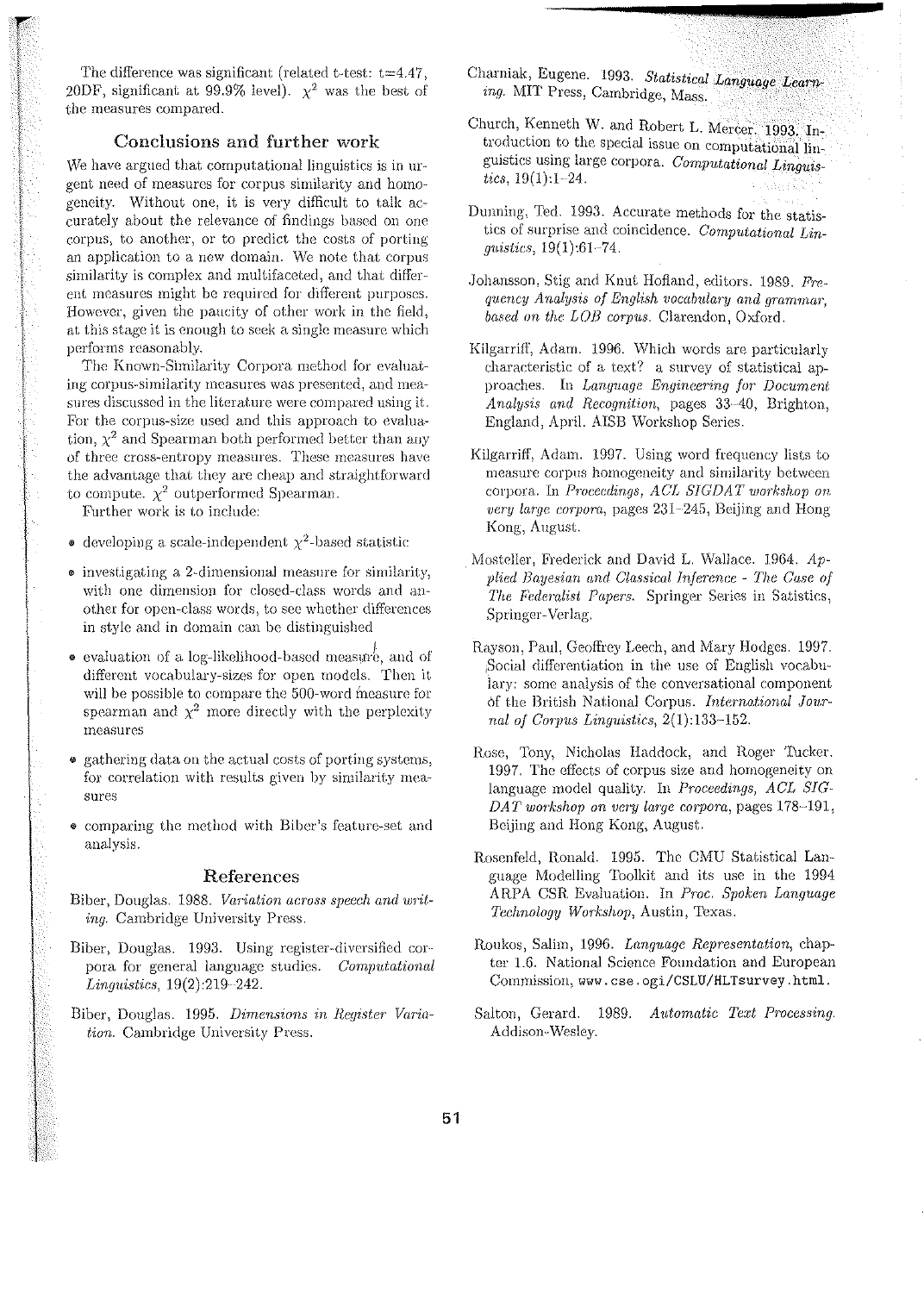The difference was significant (related t-test: t=4.47, 20DF, significant at 99.9% level). $\chi^2$ was the best of the measures compared.

## Conclusions and further work

We have argued that computational linguistics is in urgent need of measures for corpus similarity and homogeneity. Without one, it is very difficult to talk accurately about the relevance of findings based on one corpus, to another, or to predict the costs of porting an application to a new domain. We note that corpus similarity is complex and multifaceted, and that different measures might be required for different purposes. However, given the paucity of other work in the field, at this stage it is enough to seek a single measure which performs reasonably.

The Known-Similarity Corpora method for evaluating corpus-similarity measures was presented, and measures discussed in the literature were compared using it. For the corpus-size used and this approach to evaluation, $\chi^2$ and Spearman both performed better than any of three cross-entropy measures. These measures have the advantage that they are cheap and straightforward to compute. $\chi^2$ outperformed Spearman.

Further work is to include:

- developing a scale-independent $\chi^2$-based statistic
- investigating a 2-dimensional measure for similarity, with one dimension for closed-class words and another for open-class words, to see whether differences in style and in domain can be distinguished
- evaluation of a log-likelihood-based measure, and of different vocabulary-sizes for open models. Then it will be possible to compare the 500-word measure for spearman and $\chi^2$ more directly with the perplexity measures
- gathering data on the actual costs of porting systems, for correlation with results given by similarity measures
- comparing the method with Biber's feature-set and analysis.

## References

Biber, Douglas. 1988. *Variation across speech and writing.* Cambridge University Press.

Biber, Douglas. 1993. Using register-diversified corpora for general language studies. *Computational Linguistics*, 19(2):219–242.

Biber, Douglas. 1995. *Dimensions in Register Variation.* Cambridge University Press.

Charniak, Eugene. 1993. *Statistical Language Learning.* MIT Press, Cambridge, Mass.

Church, Kenneth W. and Robert L. Mercer. 1993. Introduction to the special issue on computational linguistics using large corpora. *Computational Linguistics*, 19(1):1–24.

Dunning, Ted. 1993. Accurate methods for the statistics of surprise and coincidence. *Computational Linguistics*, 19(1):61–74.

Johansson, Stig and Knut Hofland, editors. 1989. *Frequency Analysis of English vocabulary and grammar, based on the LOB corpus.* Clarendon, Oxford.

Kilgarriff, Adam. 1996. Which words are particularly characteristic of a text? a survey of statistical approaches. In *Language Engineering for Document Analysis and Recognition*, pages 33–40, Brighton, England, April. AISB Workshop Series.

Kilgarriff, Adam. 1997. Using word frequency lists to measure corpus homogeneity and similarity between corpora. In *Proceedings, ACL SIGDAT workshop on very large corpora*, pages 231–245, Beijing and Hong Kong, August.

Mosteller, Frederick and David L. Wallace. 1964. *Applied Bayesian and Classical Inference - The Case of The Federalist Papers.* Springer Series in Satistics, Springer-Verlag.

Rayson, Paul, Geoffrey Leech, and Mary Hodges. 1997. Social differentiation in the use of English vocabulary: some analysis of the conversational component of the British National Corpus. *International Journal of Corpus Linguistics*, 2(1):133–152.

Rose, Tony, Nicholas Haddock, and Roger Tucker. 1997. The effects of corpus size and homogeneity on language model quality. In *Proceedings, ACL SIGDAT workshop on very large corpora*, pages 178–191, Beijing and Hong Kong, August.

Rosenfeld, Ronald. 1995. The CMU Statistical Language Modelling Toolkit and its use in the 1994 ARPA CSR Evaluation. In *Proc. Spoken Language Technology Workshop*, Austin, Texas.

Roukos, Salim, 1996. *Language Representation*, chapter 1.6. National Science Foundation and European Commission, www.cse.ogi/CSLU/HLTsurvey.html.

Salton, Gerard. 1989. *Automatic Text Processing.* Addison-Wesley.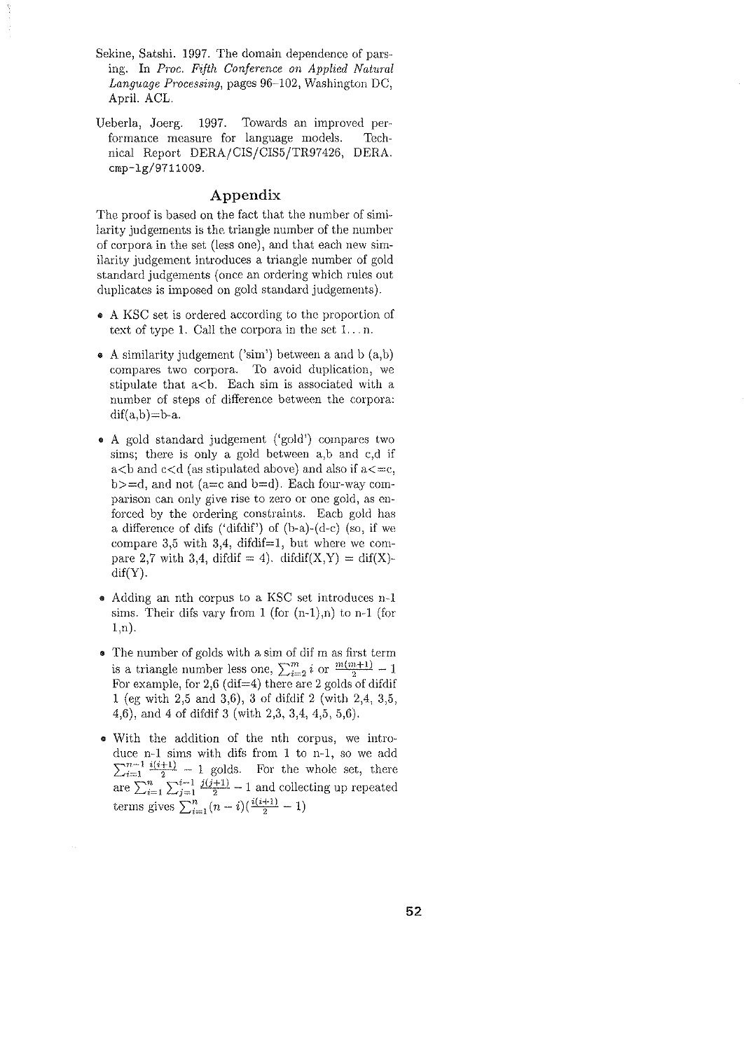Sekine, Satshi. 1997. The domain dependence of parsing. In *Proc. Fifth Conference on Applied Natural Language Processing*, pages 96–102, Washington DC, April. ACL.

Ueberla, Joerg. 1997. Towards an improved performance measure for language models. Technical Report DERA/CIS/CIS5/TR97426, DERA. cmp-lg/9711009.

## Appendix

The proof is based on the fact that the number of similarity judgements is the triangle number of the number of corpora in the set (less one), and that each new similarity judgement introduces a triangle number of gold standard judgements (once an ordering which rules out duplicates is imposed on gold standard judgements).

- A KSC set is ordered according to the proportion of text of type 1. Call the corpora in the set 1... n.
- A similarity judgement ('sim') between a and b (a,b) compares two corpora. To avoid duplication, we stipulate that a<b. Each sim is associated with a number of steps of difference between the corpora: dif(a,b)=b-a.
- A gold standard judgement ('gold') compares two sims; there is only a gold between a,b and c,d if a<b and c<d (as stipulated above) and also if a<=c, b>=d, and not (a=c and b=d). Each four-way comparison can only give rise to zero or one gold, as enforced by the ordering constraints. Each gold has a difference of difs ('difdif') of (b-a)-(d-c) (so, if we compare 3,5 with 3,4, difdif=1, but where we compare 2,7 with 3,4, difdif = 4). difdif(X,Y) = dif(X)-dif(Y).
- Adding an nth corpus to a KSC set introduces n-1 sims. Their difs vary from 1 (for (n-1),n) to n-1 (for 1,n).
- The number of golds with a sim of dif m as first term is a triangle number less one, $\sum_{i=2}^{m} i$ or $\frac{m(m+1)}{2} - 1$ For example, for 2,6 (dif=4) there are 2 golds of difdif 1 (eg with 2,5 and 3,6), 3 of difdif 2 (with 2,4, 3,5, 4,6), and 4 of difdif 3 (with 2,3, 3,4, 4,5, 5,6).
- With the addition of the nth corpus, we introduce n-1 sims with difs from 1 to n-1, so we add $\sum_{i=1}^{n-1} \frac{i(i+1)}{2} - 1$ golds. For the whole set, there are $\sum_{i=1}^{n} \sum_{j=1}^{i-1} \frac{j(j+1)}{2} - 1$ and collecting up repeated terms gives $\sum_{i=1}^{n} (n-i)(\frac{i(i+1)}{2} - 1)$